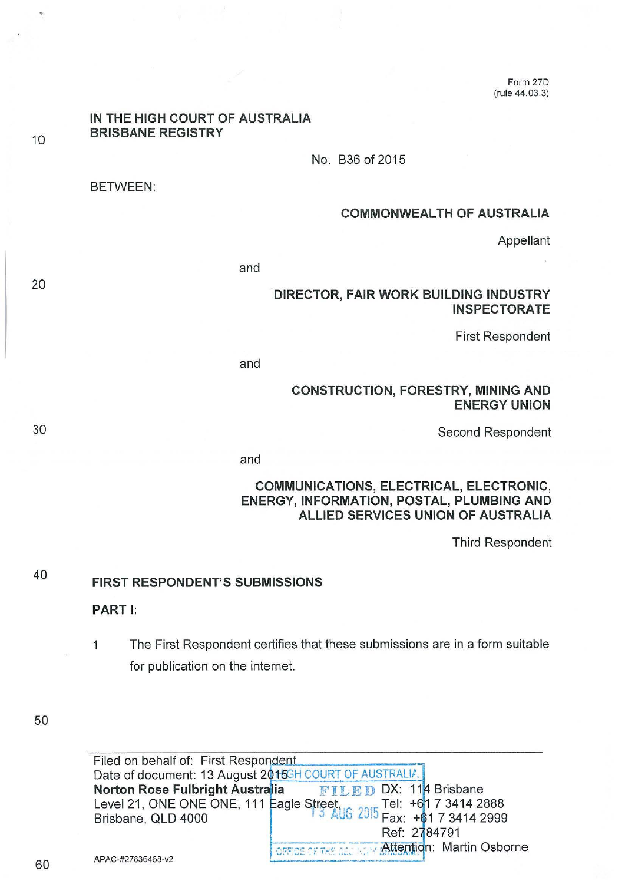Form 27D
(rule 44.03.3)

**IN THE HIGH COURT OF AUSTRALIA**
**BRISBANE REGISTRY**

No. B36 of 2015

BETWEEN:

**COMMONWEALTH OF AUSTRALIA**

Appellant

and

**DIRECTOR, FAIR WORK BUILDING INDUSTRY INSPECTORATE**

First Respondent

and

**CONSTRUCTION, FORESTRY, MINING AND ENERGY UNION**

Second Respondent

and

**COMMUNICATIONS, ELECTRICAL, ELECTRONIC, ENERGY, INFORMATION, POSTAL, PLUMBING AND ALLIED SERVICES UNION OF AUSTRALIA**

Third Respondent

## FIRST RESPONDENT'S SUBMISSIONS

### PART I:

1 The First Respondent certifies that these submissions are in a form suitable for publication on the internet.

---

Filed on behalf of: First Respondent
Date of document: 13 August 2015
**Norton Rose Fulbright Australia**
Level 21, ONE ONE ONE, 111 Eagle Street,
Brisbane, QLD 4000

DX: 114 Brisbane
Tel: +61 7 3414 2888
Fax: +61 7 3414 2999
Ref: 2784791
Attention: Martin Osborne

HIGH COURT OF AUSTRALIA
FILED
13 AUG 2015
OFFICE OF THE REGISTRY BRISBANE

APAC-#27836468-v2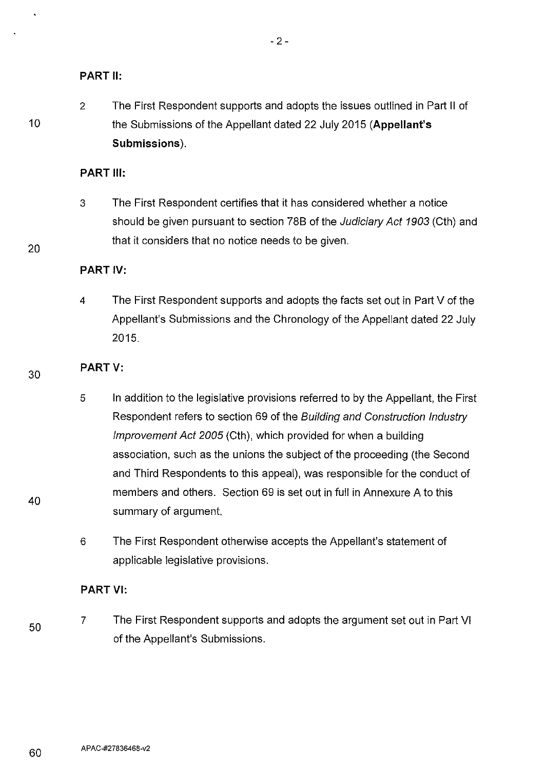## PART II:

2 The First Respondent supports and adopts the issues outlined in Part II of the Submissions of the Appellant dated 22 July 2015 (**Appellant's Submissions**).

## PART III:

3 The First Respondent certifies that it has considered whether a notice should be given pursuant to section 78B of the *Judiciary Act 1903* (Cth) and that it considers that no notice needs to be given.

## PART IV:

4 The First Respondent supports and adopts the facts set out in Part V of the Appellant's Submissions and the Chronology of the Appellant dated 22 July 2015.

## PART V:

5 In addition to the legislative provisions referred to by the Appellant, the First Respondent refers to section 69 of the *Building and Construction Industry Improvement Act 2005* (Cth), which provided for when a building association, such as the unions the subject of the proceeding (the Second and Third Respondents to this appeal), was responsible for the conduct of members and others. Section 69 is set out in full in Annexure A to this summary of argument.

6 The First Respondent otherwise accepts the Appellant's statement of applicable legislative provisions.

## PART VI:

7 The First Respondent supports and adopts the argument set out in Part VI of the Appellant's Submissions.

APAC-#27836468-v2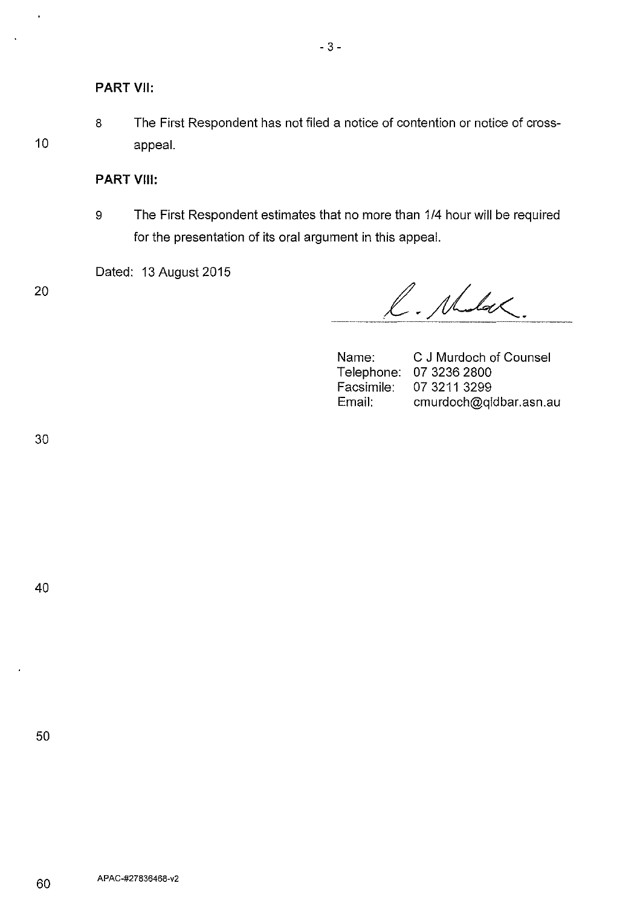**PART VII:**

8 The First Respondent has not filed a notice of contention or notice of cross-appeal.

**PART VIII:**

9 The First Respondent estimates that no more than 1/4 hour will be required for the presentation of its oral argument in this appeal.

Dated: 13 August 2015

Name: C J Murdoch of Counsel
Telephone: 07 3236 2800
Facsimile: 07 3211 3299
Email: cmurdoch@qldbar.asn.au

APAC-#27836468-v2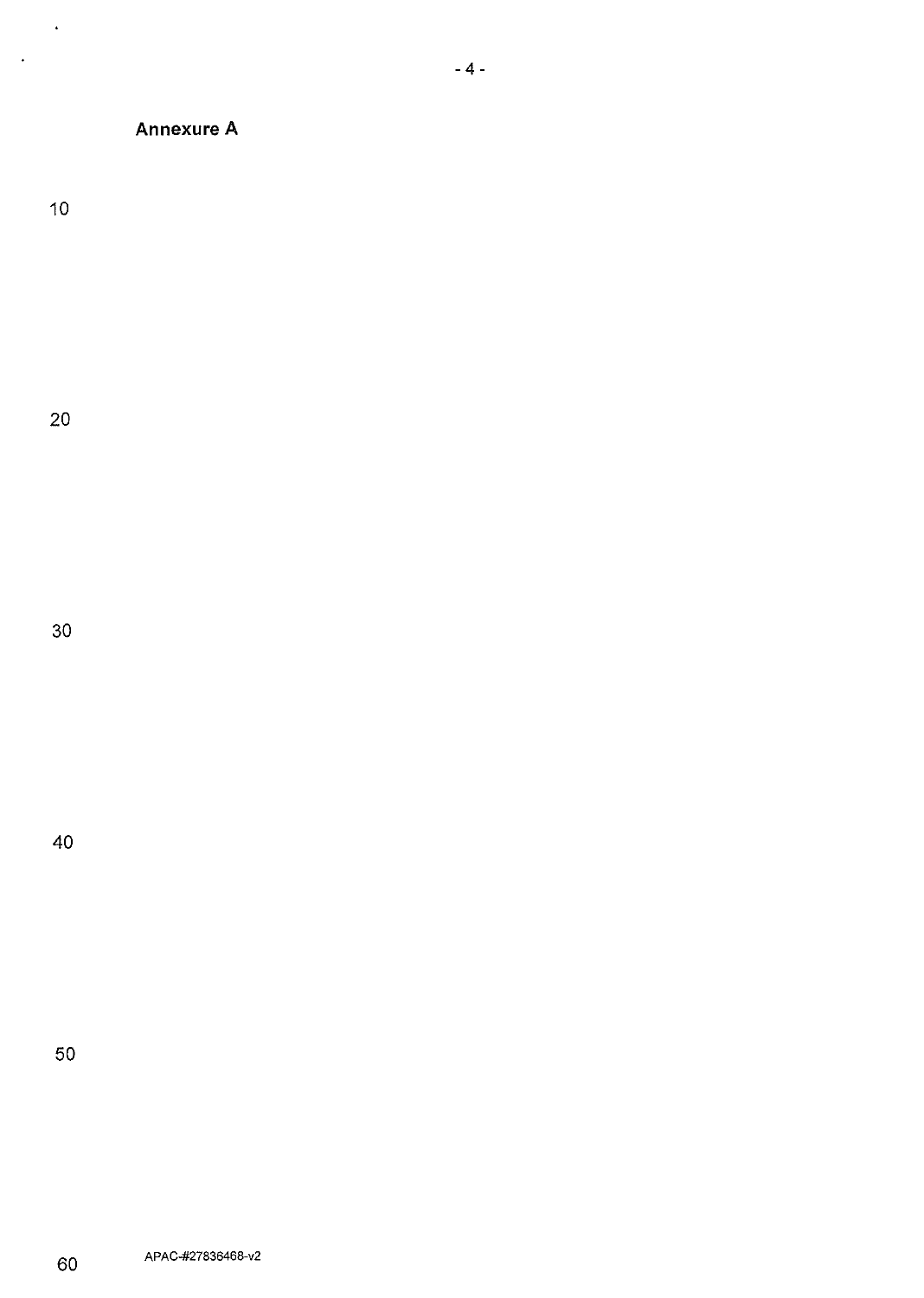**Annexure A**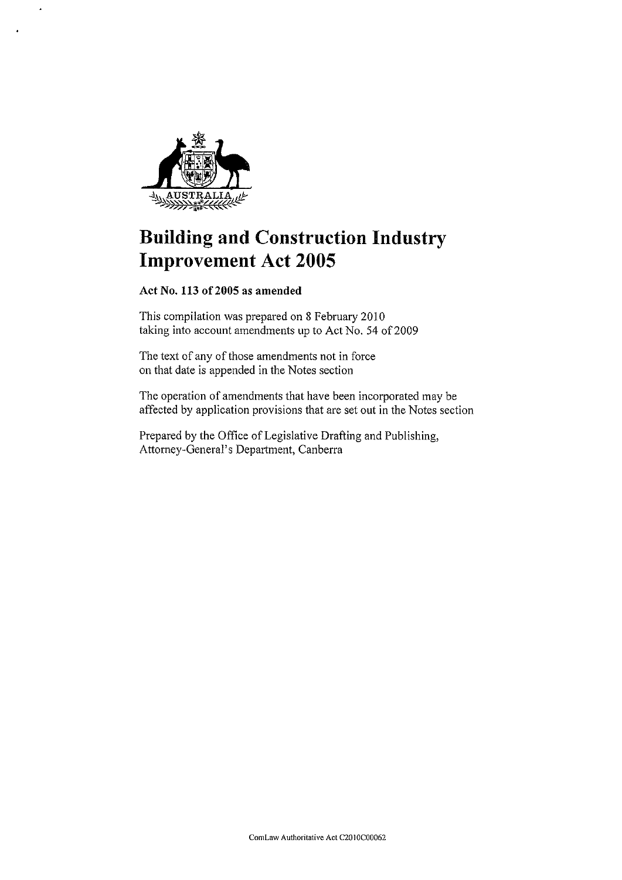# Building and Construction Industry Improvement Act 2005

**Act No. 113 of 2005 as amended**

This compilation was prepared on 8 February 2010 taking into account amendments up to Act No. 54 of 2009

The text of any of those amendments not in force on that date is appended in the Notes section

The operation of amendments that have been incorporated may be affected by application provisions that are set out in the Notes section

Prepared by the Office of Legislative Drafting and Publishing, Attorney-General's Department, Canberra

ComLaw Authoritative Act C2010C00062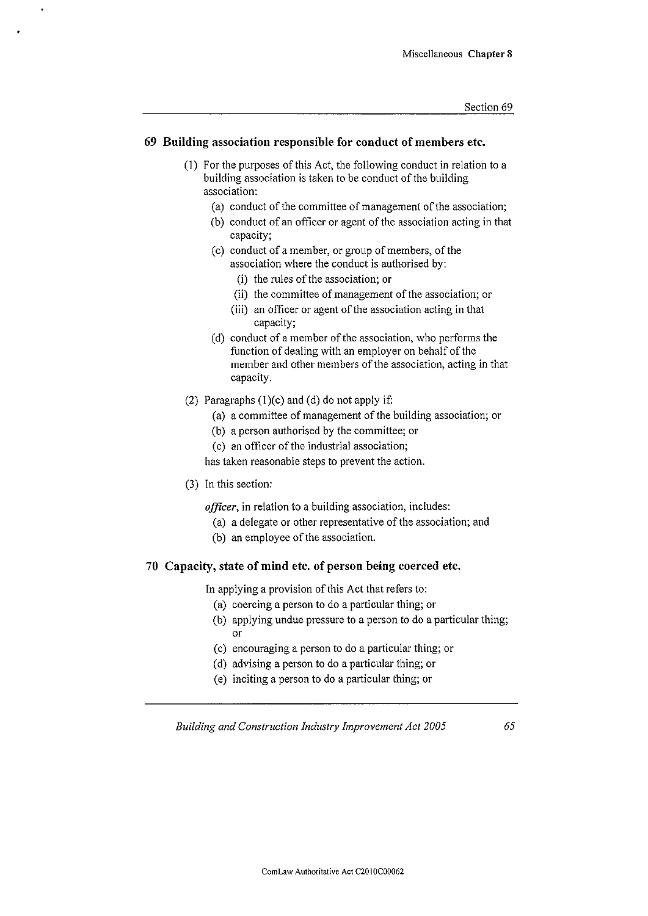## 69 Building association responsible for conduct of members etc.

(1) For the purposes of this Act, the following conduct in relation to a building association is taken to be conduct of the building association:

- (a) conduct of the committee of management of the association;
- (b) conduct of an officer or agent of the association acting in that capacity;
- (c) conduct of a member, or group of members, of the association where the conduct is authorised by:
  - (i) the rules of the association; or
  - (ii) the committee of management of the association; or
  - (iii) an officer or agent of the association acting in that capacity;
- (d) conduct of a member of the association, who performs the function of dealing with an employer on behalf of the member and other members of the association, acting in that capacity.

(2) Paragraphs (1)(c) and (d) do not apply if:

- (a) a committee of management of the building association; or
- (b) a person authorised by the committee; or
- (c) an officer of the industrial association;

has taken reasonable steps to prevent the action.

(3) In this section:

***officer***, in relation to a building association, includes:

- (a) a delegate or other representative of the association; and
- (b) an employee of the association.

## 70 Capacity, state of mind etc. of person being coerced etc.

In applying a provision of this Act that refers to:

- (a) coercing a person to do a particular thing; or
- (b) applying undue pressure to a person to do a particular thing; or
- (c) encouraging a person to do a particular thing; or
- (d) advising a person to do a particular thing; or
- (e) inciting a person to do a particular thing; or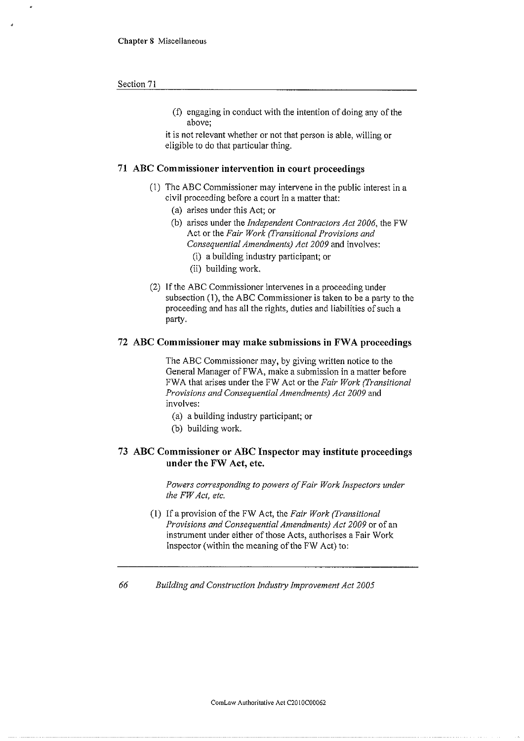(f) engaging in conduct with the intention of doing any of the above;

it is not relevant whether or not that person is able, willing or eligible to do that particular thing.

### 71 ABC Commissioner intervention in court proceedings

(1) The ABC Commissioner may intervene in the public interest in a civil proceeding before a court in a matter that:

(a) arises under this Act; or

(b) arises under the *Independent Contractors Act 2006*, the FW Act or the *Fair Work (Transitional Provisions and Consequential Amendments) Act 2009* and involves:

(i) a building industry participant; or

(ii) building work.

(2) If the ABC Commissioner intervenes in a proceeding under subsection (1), the ABC Commissioner is taken to be a party to the proceeding and has all the rights, duties and liabilities of such a party.

### 72 ABC Commissioner may make submissions in FWA proceedings

The ABC Commissioner may, by giving written notice to the General Manager of FWA, make a submission in a matter before FWA that arises under the FW Act or the *Fair Work (Transitional Provisions and Consequential Amendments) Act 2009* and involves:

(a) a building industry participant; or

(b) building work.

### 73 ABC Commissioner or ABC Inspector may institute proceedings under the FW Act, etc.

*Powers corresponding to powers of Fair Work Inspectors under the FW Act, etc.*

(1) If a provision of the FW Act, the *Fair Work (Transitional Provisions and Consequential Amendments) Act 2009* or of an instrument under either of those Acts, authorises a Fair Work Inspector (within the meaning of the FW Act) to: